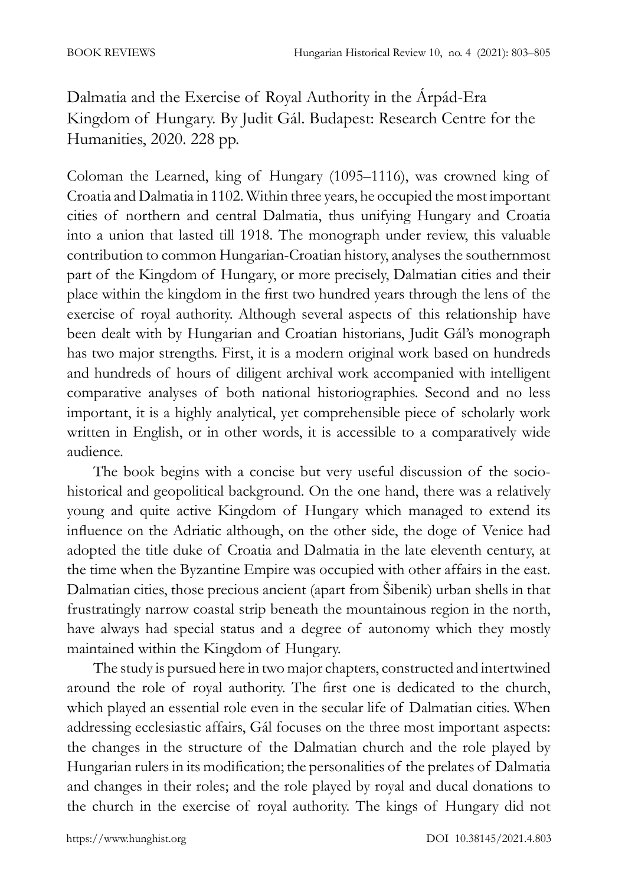Dalmatia and the Exercise of Royal Authority in the Árpád-Era Kingdom of Hungary. By Judit Gál. Budapest: Research Centre for the Humanities, 2020. 228 pp.

Coloman the Learned, king of Hungary (1095–1116), was crowned king of Croatia and Dalmatia in 1102. Within three years, he occupied the most important cities of northern and central Dalmatia, thus unifying Hungary and Croatia into a union that lasted till 1918. The monograph under review, this valuable contribution to common Hungarian-Croatian history, analyses the southernmost part of the Kingdom of Hungary, or more precisely, Dalmatian cities and their place within the kingdom in the first two hundred years through the lens of the exercise of royal authority. Although several aspects of this relationship have been dealt with by Hungarian and Croatian historians, Judit Gál's monograph has two major strengths. First, it is a modern original work based on hundreds and hundreds of hours of diligent archival work accompanied with intelligent comparative analyses of both national historiographies. Second and no less important, it is a highly analytical, yet comprehensible piece of scholarly work written in English, or in other words, it is accessible to a comparatively wide audience.

The book begins with a concise but very useful discussion of the socio-historical and geopolitical background. On the one hand, there was a relatively young and quite active Kingdom of Hungary which managed to extend its influence on the Adriatic although, on the other side, the doge of Venice had adopted the title duke of Croatia and Dalmatia in the late eleventh century, at the time when the Byzantine Empire was occupied with other affairs in the east. Dalmatian cities, those precious ancient (apart from Šibenik) urban shells in that frustratingly narrow coastal strip beneath the mountainous region in the north, have always had special status and a degree of autonomy which they mostly maintained within the Kingdom of Hungary.

The study is pursued here in two major chapters, constructed and intertwined around the role of royal authority. The first one is dedicated to the church, which played an essential role even in the secular life of Dalmatian cities. When addressing ecclesiastic affairs, Gál focuses on the three most important aspects: the changes in the structure of the Dalmatian church and the role played by Hungarian rulers in its modification; the personalities of the prelates of Dalmatia and changes in their roles; and the role played by royal and ducal donations to the church in the exercise of royal authority. The kings of Hungary did not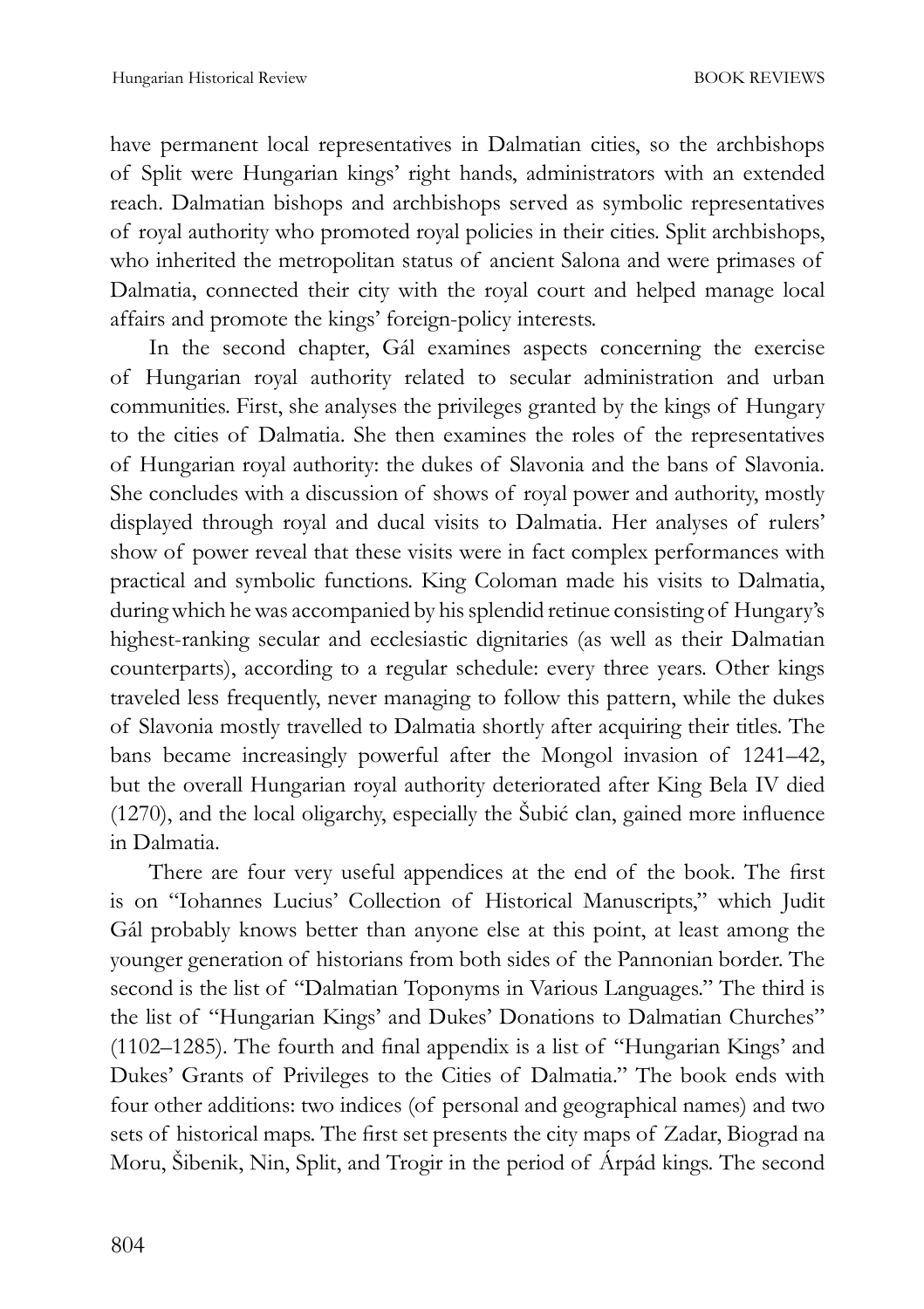have permanent local representatives in Dalmatian cities, so the archbishops of Split were Hungarian kings' right hands, administrators with an extended reach. Dalmatian bishops and archbishops served as symbolic representatives of royal authority who promoted royal policies in their cities. Split archbishops, who inherited the metropolitan status of ancient Salona and were primases of Dalmatia, connected their city with the royal court and helped manage local affairs and promote the kings' foreign-policy interests.

In the second chapter, Gál examines aspects concerning the exercise of Hungarian royal authority related to secular administration and urban communities. First, she analyses the privileges granted by the kings of Hungary to the cities of Dalmatia. She then examines the roles of the representatives of Hungarian royal authority: the dukes of Slavonia and the bans of Slavonia. She concludes with a discussion of shows of royal power and authority, mostly displayed through royal and ducal visits to Dalmatia. Her analyses of rulers' show of power reveal that these visits were in fact complex performances with practical and symbolic functions. King Coloman made his visits to Dalmatia, during which he was accompanied by his splendid retinue consisting of Hungary's highest-ranking secular and ecclesiastic dignitaries (as well as their Dalmatian counterparts), according to a regular schedule: every three years. Other kings traveled less frequently, never managing to follow this pattern, while the dukes of Slavonia mostly travelled to Dalmatia shortly after acquiring their titles. The bans became increasingly powerful after the Mongol invasion of 1241–42, but the overall Hungarian royal authority deteriorated after King Bela IV died (1270), and the local oligarchy, especially the Šubić clan, gained more influence in Dalmatia.

There are four very useful appendices at the end of the book. The first is on "Iohannes Lucius' Collection of Historical Manuscripts," which Judit Gál probably knows better than anyone else at this point, at least among the younger generation of historians from both sides of the Pannonian border. The second is the list of "Dalmatian Toponyms in Various Languages." The third is the list of "Hungarian Kings' and Dukes' Donations to Dalmatian Churches" (1102–1285). The fourth and final appendix is a list of "Hungarian Kings' and Dukes' Grants of Privileges to the Cities of Dalmatia." The book ends with four other additions: two indices (of personal and geographical names) and two sets of historical maps. The first set presents the city maps of Zadar, Biograd na Moru, Šibenik, Nin, Split, and Trogir in the period of Árpád kings. The second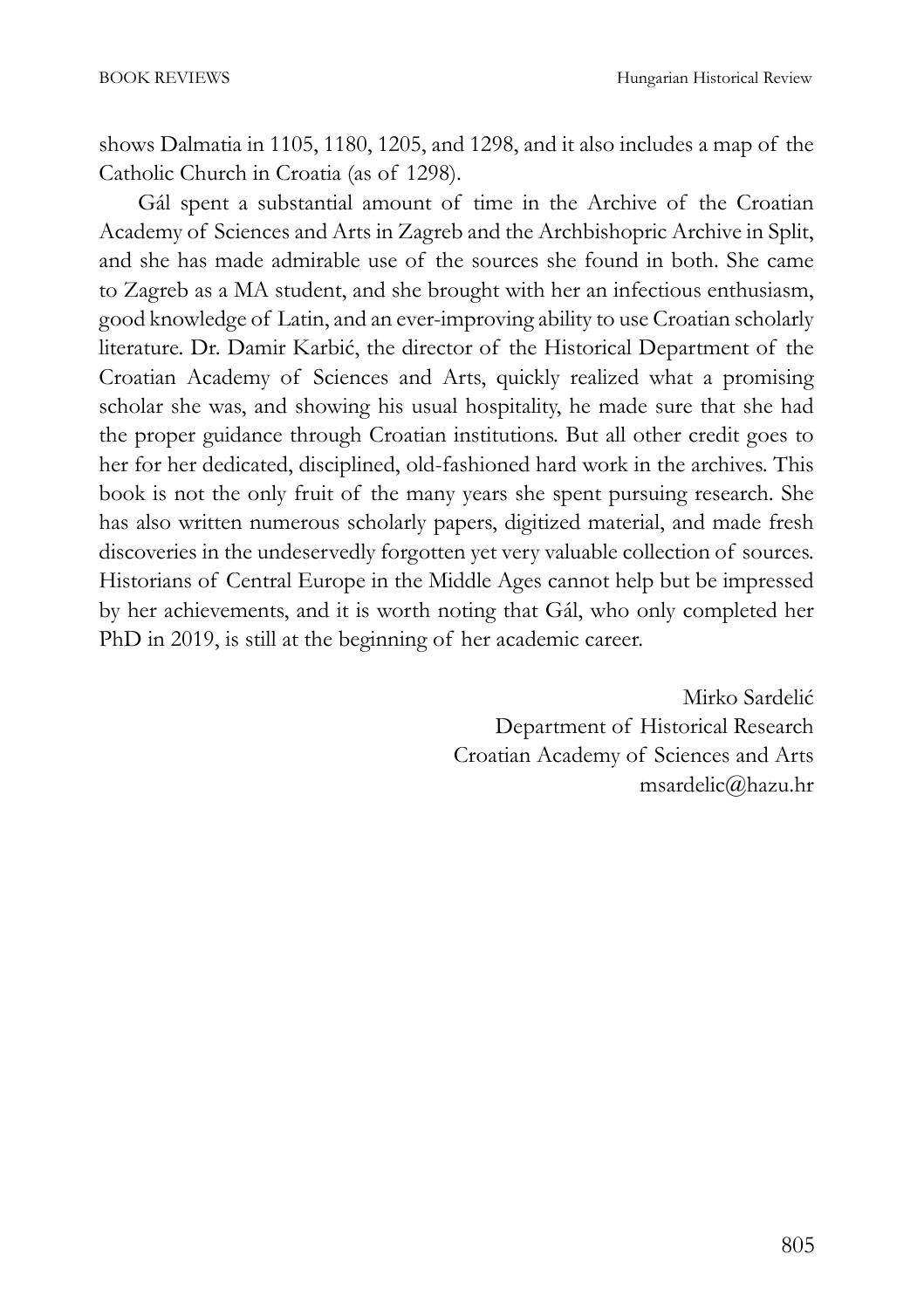shows Dalmatia in 1105, 1180, 1205, and 1298, and it also includes a map of the Catholic Church in Croatia (as of 1298).

Gál spent a substantial amount of time in the Archive of the Croatian Academy of Sciences and Arts in Zagreb and the Archbishopric Archive in Split, and she has made admirable use of the sources she found in both. She came to Zagreb as a MA student, and she brought with her an infectious enthusiasm, good knowledge of Latin, and an ever-improving ability to use Croatian scholarly literature. Dr. Damir Karbić, the director of the Historical Department of the Croatian Academy of Sciences and Arts, quickly realized what a promising scholar she was, and showing his usual hospitality, he made sure that she had the proper guidance through Croatian institutions. But all other credit goes to her for her dedicated, disciplined, old-fashioned hard work in the archives. This book is not the only fruit of the many years she spent pursuing research. She has also written numerous scholarly papers, digitized material, and made fresh discoveries in the undeservedly forgotten yet very valuable collection of sources. Historians of Central Europe in the Middle Ages cannot help but be impressed by her achievements, and it is worth noting that Gál, who only completed her PhD in 2019, is still at the beginning of her academic career.

Mirko Sardelić
Department of Historical Research
Croatian Academy of Sciences and Arts
msardelic@hazu.hr